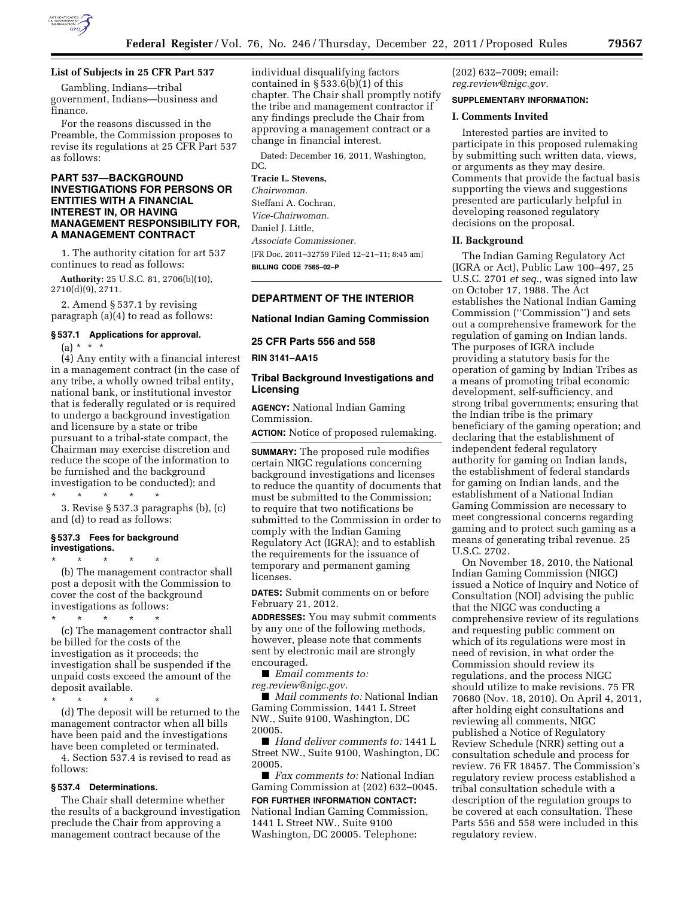### List of Subjects in 25 CFR Part 537

Gambling, Indians—tribal government, Indians—business and finance.

For the reasons discussed in the Preamble, the Commission proposes to revise its regulations at 25 CFR Part 537 as follows:

## PART 537—BACKGROUND INVESTIGATIONS FOR PERSONS OR ENTITIES WITH A FINANCIAL INTEREST IN, OR HAVING MANAGEMENT RESPONSIBILITY FOR, A MANAGEMENT CONTRACT

1. The authority citation for art 537 continues to read as follows:

**Authority:** 25 U.S.C. 81, 2706(b)(10), 2710(d)(9), 2711.

2. Amend § 537.1 by revising paragraph (a)(4) to read as follows:

### § 537.1 Applications for approval.

(a) * * *

(4) Any entity with a financial interest in a management contract (in the case of any tribe, a wholly owned tribal entity, national bank, or institutional investor that is federally regulated or is required to undergo a background investigation and licensure by a state or tribe pursuant to a tribal-state compact, the Chairman may exercise discretion and reduce the scope of the information to be furnished and the background investigation to be conducted); and

\* \* \* \* \*

3. Revise § 537.3 paragraphs (b), (c) and (d) to read as follows:

### § 537.3 Fees for background investigations.

\* \* \* \* \*

(b) The management contractor shall post a deposit with the Commission to cover the cost of the background investigations as follows:

\* \* \* \* \*

(c) The management contractor shall be billed for the costs of the investigation as it proceeds; the investigation shall be suspended if the unpaid costs exceed the amount of the deposit available.

\* \* \* \* \*

(d) The deposit will be returned to the management contractor when all bills have been paid and the investigations have been completed or terminated.

4. Section 537.4 is revised to read as follows:

### § 537.4 Determinations.

The Chair shall determine whether the results of a background investigation preclude the Chair from approving a management contract because of the individual disqualifying factors contained in § 533.6(b)(1) of this chapter. The Chair shall promptly notify the tribe and management contractor if any findings preclude the Chair from approving a management contract or a change in financial interest.

Dated: December 16, 2011, Washington, DC.

**Tracie L. Stevens,**
*Chairwoman.*

Steffani A. Cochran,
*Vice-Chairwoman.*

Daniel J. Little,
*Associate Commissioner.*

[FR Doc. 2011–32759 Filed 12–21–11; 8:45 am]

**BILLING CODE 7565–02–P**

---

## DEPARTMENT OF THE INTERIOR

## National Indian Gaming Commission

## 25 CFR Parts 556 and 558

**RIN 3141–AA15**

## Tribal Background Investigations and Licensing

**AGENCY:** National Indian Gaming Commission.

**ACTION:** Notice of proposed rulemaking.

**SUMMARY:** The proposed rule modifies certain NIGC regulations concerning background investigations and licenses to reduce the quantity of documents that must be submitted to the Commission; to require that two notifications be submitted to the Commission in order to comply with the Indian Gaming Regulatory Act (IGRA); and to establish the requirements for the issuance of temporary and permanent gaming licenses.

**DATES:** Submit comments on or before February 21, 2012.

**ADDRESSES:** You may submit comments by any one of the following methods, however, please note that comments sent by electronic mail are strongly encouraged.

■ *Email comments to:* *reg.review@nigc.gov.*

■ *Mail comments to:* National Indian Gaming Commission, 1441 L Street NW., Suite 9100, Washington, DC 20005.

■ *Hand deliver comments to:* 1441 L Street NW., Suite 9100, Washington, DC 20005.

■ *Fax comments to:* National Indian Gaming Commission at (202) 632–0045.

**FOR FURTHER INFORMATION CONTACT:** National Indian Gaming Commission, 1441 L Street NW., Suite 9100 Washington, DC 20005. Telephone: (202) 632–7009; email: *reg.review@nigc.gov.*

**SUPPLEMENTARY INFORMATION:**

### I. Comments Invited

Interested parties are invited to participate in this proposed rulemaking by submitting such written data, views, or arguments as they may desire. Comments that provide the factual basis supporting the views and suggestions presented are particularly helpful in developing reasoned regulatory decisions on the proposal.

### II. Background

The Indian Gaming Regulatory Act (IGRA or Act), Public Law 100–497, 25 U.S.C. 2701 *et seq.,* was signed into law on October 17, 1988. The Act establishes the National Indian Gaming Commission (''Commission'') and sets out a comprehensive framework for the regulation of gaming on Indian lands. The purposes of IGRA include providing a statutory basis for the operation of gaming by Indian Tribes as a means of promoting tribal economic development, self-sufficiency, and strong tribal governments; ensuring that the Indian tribe is the primary beneficiary of the gaming operation; and declaring that the establishment of independent federal regulatory authority for gaming on Indian lands, the establishment of federal standards for gaming on Indian lands, and the establishment of a National Indian Gaming Commission are necessary to meet congressional concerns regarding gaming and to protect such gaming as a means of generating tribal revenue. 25 U.S.C. 2702.

On November 18, 2010, the National Indian Gaming Commission (NIGC) issued a Notice of Inquiry and Notice of Consultation (NOI) advising the public that the NIGC was conducting a comprehensive review of its regulations and requesting public comment on which of its regulations were most in need of revision, in what order the Commission should review its regulations, and the process NIGC should utilize to make revisions. 75 FR 70680 (Nov. 18, 2010). On April 4, 2011, after holding eight consultations and reviewing all comments, NIGC published a Notice of Regulatory Review Schedule (NRR) setting out a consultation schedule and process for review. 76 FR 18457. The Commission's regulatory review process established a tribal consultation schedule with a description of the regulation groups to be covered at each consultation. These Parts 556 and 558 were included in this regulatory review.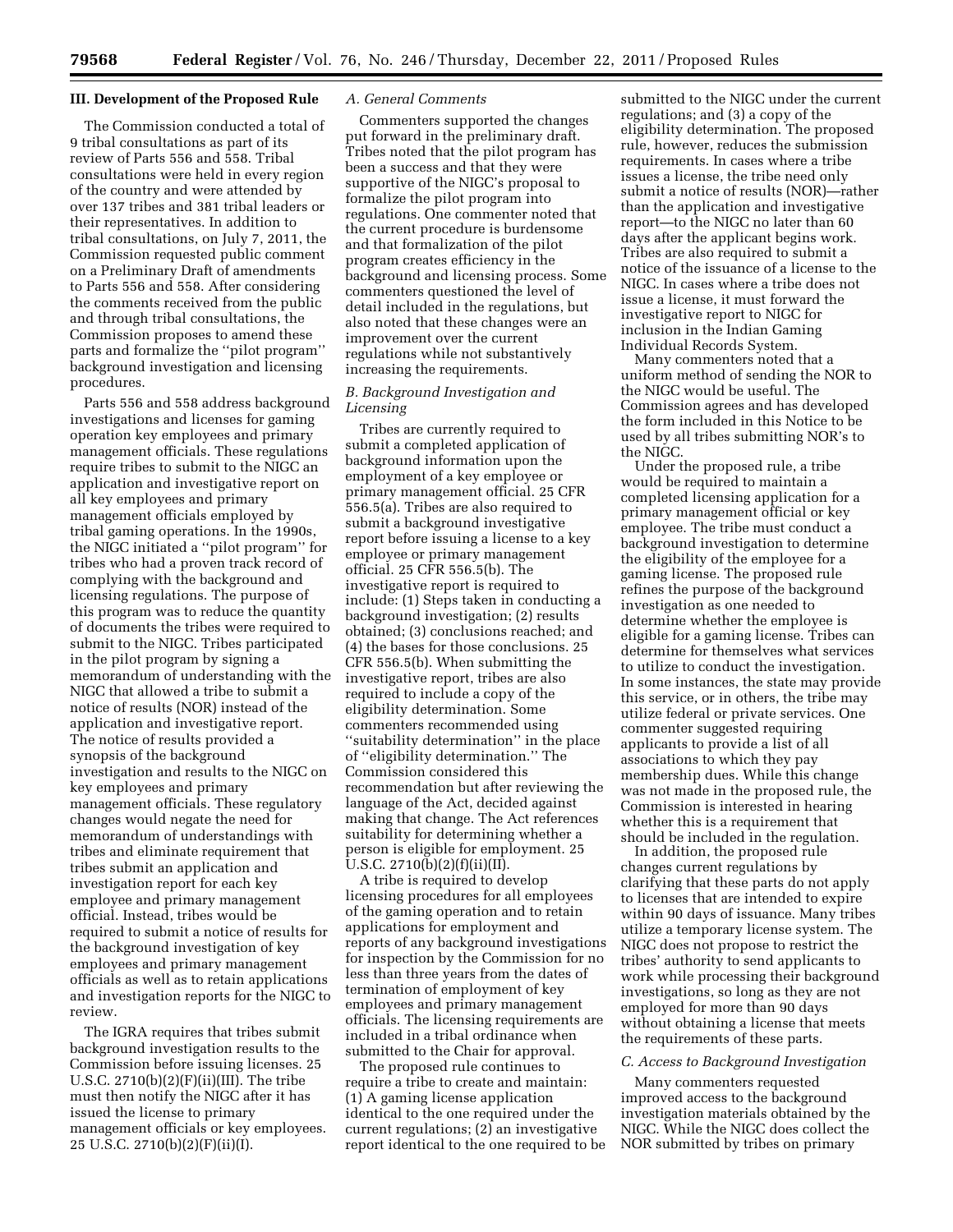### III. Development of the Proposed Rule

The Commission conducted a total of 9 tribal consultations as part of its review of Parts 556 and 558. Tribal consultations were held in every region of the country and were attended by over 137 tribes and 381 tribal leaders or their representatives. In addition to tribal consultations, on July 7, 2011, the Commission requested public comment on a Preliminary Draft of amendments to Parts 556 and 558. After considering the comments received from the public and through tribal consultations, the Commission proposes to amend these parts and formalize the ''pilot program'' background investigation and licensing procedures.

Parts 556 and 558 address background investigations and licenses for gaming operation key employees and primary management officials. These regulations require tribes to submit to the NIGC an application and investigative report on all key employees and primary management officials employed by tribal gaming operations. In the 1990s, the NIGC initiated a ''pilot program'' for tribes who had a proven track record of complying with the background and licensing regulations. The purpose of this program was to reduce the quantity of documents the tribes were required to submit to the NIGC. Tribes participated in the pilot program by signing a memorandum of understanding with the NIGC that allowed a tribe to submit a notice of results (NOR) instead of the application and investigative report. The notice of results provided a synopsis of the background investigation and results to the NIGC on key employees and primary management officials. These regulatory changes would negate the need for memorandum of understandings with tribes and eliminate requirement that tribes submit an application and investigation report for each key employee and primary management official. Instead, tribes would be required to submit a notice of results for the background investigation of key employees and primary management officials as well as to retain applications and investigation reports for the NIGC to review.

The IGRA requires that tribes submit background investigation results to the Commission before issuing licenses. 25 U.S.C. 2710(b)(2)(F)(ii)(III). The tribe must then notify the NIGC after it has issued the license to primary management officials or key employees. 25 U.S.C. 2710(b)(2)(F)(ii)(I).

#### *A. General Comments*

Commenters supported the changes put forward in the preliminary draft. Tribes noted that the pilot program has been a success and that they were supportive of the NIGC's proposal to formalize the pilot program into regulations. One commenter noted that the current procedure is burdensome and that formalization of the pilot program creates efficiency in the background and licensing process. Some commenters questioned the level of detail included in the regulations, but also noted that these changes were an improvement over the current regulations while not substantively increasing the requirements.

#### *B. Background Investigation and Licensing*

Tribes are currently required to submit a completed application of background information upon the employment of a key employee or primary management official. 25 CFR 556.5(a). Tribes are also required to submit a background investigative report before issuing a license to a key employee or primary management official. 25 CFR 556.5(b). The investigative report is required to include: (1) Steps taken in conducting a background investigation; (2) results obtained; (3) conclusions reached; and (4) the bases for those conclusions. 25 CFR 556.5(b). When submitting the investigative report, tribes are also required to include a copy of the eligibility determination. Some commenters recommended using ''suitability determination'' in the place of ''eligibility determination.'' The Commission considered this recommendation but after reviewing the language of the Act, decided against making that change. The Act references suitability for determining whether a person is eligible for employment. 25 U.S.C. 2710(b)(2)(f)(ii)(II).

A tribe is required to develop licensing procedures for all employees of the gaming operation and to retain applications for employment and reports of any background investigations for inspection by the Commission for no less than three years from the dates of termination of employment of key employees and primary management officials. The licensing requirements are included in a tribal ordinance when submitted to the Chair for approval.

The proposed rule continues to require a tribe to create and maintain: (1) A gaming license application identical to the one required under the current regulations; (2) an investigative report identical to the one required to be submitted to the NIGC under the current regulations; and (3) a copy of the eligibility determination. The proposed rule, however, reduces the submission requirements. In cases where a tribe issues a license, the tribe need only submit a notice of results (NOR)—rather than the application and investigative report—to the NIGC no later than 60 days after the applicant begins work. Tribes are also required to submit a notice of the issuance of a license to the NIGC. In cases where a tribe does not issue a license, it must forward the investigative report to NIGC for inclusion in the Indian Gaming Individual Records System.

Many commenters noted that a uniform method of sending the NOR to the NIGC would be useful. The Commission agrees and has developed the form included in this Notice to be used by all tribes submitting NOR's to the NIGC.

Under the proposed rule, a tribe would be required to maintain a completed licensing application for a primary management official or key employee. The tribe must conduct a background investigation to determine the eligibility of the employee for a gaming license. The proposed rule refines the purpose of the background investigation as one needed to determine whether the employee is eligible for a gaming license. Tribes can determine for themselves what services to utilize to conduct the investigation. In some instances, the state may provide this service, or in others, the tribe may utilize federal or private services. One commenter suggested requiring applicants to provide a list of all associations to which they pay membership dues. While this change was not made in the proposed rule, the Commission is interested in hearing whether this is a requirement that should be included in the regulation.

In addition, the proposed rule changes current regulations by clarifying that these parts do not apply to licenses that are intended to expire within 90 days of issuance. Many tribes utilize a temporary license system. The NIGC does not propose to restrict the tribes' authority to send applicants to work while processing their background investigations, so long as they are not employed for more than 90 days without obtaining a license that meets the requirements of these parts.

#### *C. Access to Background Investigation*

Many commenters requested improved access to the background investigation materials obtained by the NIGC. While the NIGC does collect the NOR submitted by tribes on primary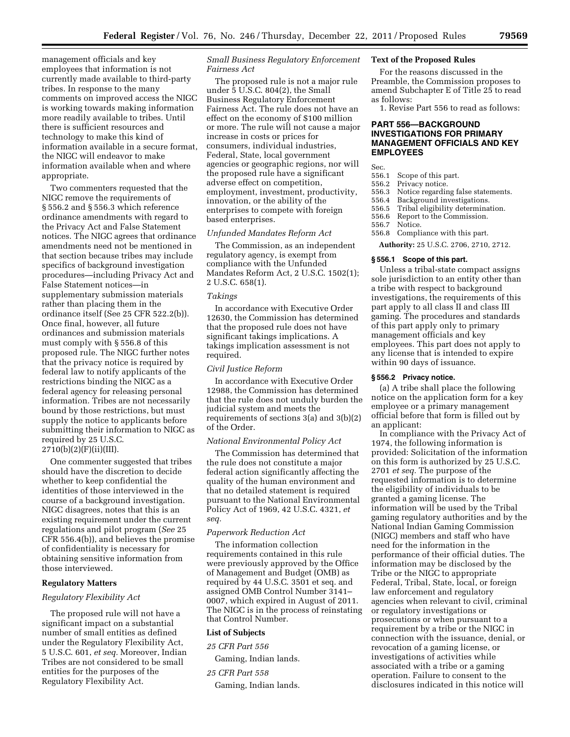management officials and key employees that information is not currently made available to third-party tribes. In response to the many comments on improved access the NIGC is working towards making information more readily available to tribes. Until there is sufficient resources and technology to make this kind of information available in a secure format, the NIGC will endeavor to make information available when and where appropriate.

Two commenters requested that the NIGC remove the requirements of § 556.2 and § 556.3 which reference ordinance amendments with regard to the Privacy Act and False Statement notices. The NIGC agrees that ordinance amendments need not be mentioned in that section because tribes may include specifics of background investigation procedures—including Privacy Act and False Statement notices—in supplementary submission materials rather than placing them in the ordinance itself (See 25 CFR 522.2(b)). Once final, however, all future ordinances and submission materials must comply with § 556.8 of this proposed rule. The NIGC further notes that the privacy notice is required by federal law to notify applicants of the restrictions binding the NIGC as a federal agency for releasing personal information. Tribes are not necessarily bound by those restrictions, but must supply the notice to applicants before submitting their information to NIGC as required by 25 U.S.C. 2710(b)(2)(F)(ii)(III).

One commenter suggested that tribes should have the discretion to decide whether to keep confidential the identities of those interviewed in the course of a background investigation. NIGC disagrees, notes that this is an existing requirement under the current regulations and pilot program (*See* 25 CFR 556.4(b)), and believes the promise of confidentiality is necessary for obtaining sensitive information from those interviewed.

## Regulatory Matters

### *Regulatory Flexibility Act*

The proposed rule will not have a significant impact on a substantial number of small entities as defined under the Regulatory Flexibility Act, 5 U.S.C. 601, *et seq.* Moreover, Indian Tribes are not considered to be small entities for the purposes of the Regulatory Flexibility Act.

### *Small Business Regulatory Enforcement Fairness Act*

The proposed rule is not a major rule under 5 U.S.C. 804(2), the Small Business Regulatory Enforcement Fairness Act. The rule does not have an effect on the economy of $100 million or more. The rule will not cause a major increase in costs or prices for consumers, individual industries, Federal, State, local government agencies or geographic regions, nor will the proposed rule have a significant adverse effect on competition, employment, investment, productivity, innovation, or the ability of the enterprises to compete with foreign based enterprises.

### *Unfunded Mandates Reform Act*

The Commission, as an independent regulatory agency, is exempt from compliance with the Unfunded Mandates Reform Act, 2 U.S.C. 1502(1); 2 U.S.C. 658(1).

### *Takings*

In accordance with Executive Order 12630, the Commission has determined that the proposed rule does not have significant takings implications. A takings implication assessment is not required.

### *Civil Justice Reform*

In accordance with Executive Order 12988, the Commission has determined that the rule does not unduly burden the judicial system and meets the requirements of sections 3(a) and 3(b)(2) of the Order.

### *National Environmental Policy Act*

The Commission has determined that the rule does not constitute a major federal action significantly affecting the quality of the human environment and that no detailed statement is required pursuant to the National Environmental Policy Act of 1969, 42 U.S.C. 4321, *et seq.*

### *Paperwork Reduction Act*

The information collection requirements contained in this rule were previously approved by the Office of Management and Budget (OMB) as required by 44 U.S.C. 3501 et seq. and assigned OMB Control Number 3141–0007, which expired in August of 2011. The NIGC is in the process of reinstating that Control Number.

## List of Subjects

*25 CFR Part 556*

Gaming, Indian lands.

*25 CFR Part 558*

Gaming, Indian lands.

## Text of the Proposed Rules

For the reasons discussed in the Preamble, the Commission proposes to amend Subchapter E of Title 25 to read as follows:

1. Revise Part 556 to read as follows:

## PART 556—BACKGROUND INVESTIGATIONS FOR PRIMARY MANAGEMENT OFFICIALS AND KEY EMPLOYEES

Sec.
556.1 Scope of this part.
556.2 Privacy notice.
556.3 Notice regarding false statements.
556.4 Background investigations.
556.5 Tribal eligibility determination.
556.6 Report to the Commission.
556.7 Notice.
556.8 Compliance with this part.

**Authority:** 25 U.S.C. 2706, 2710, 2712.

### § 556.1 Scope of this part.

Unless a tribal-state compact assigns sole jurisdiction to an entity other than a tribe with respect to background investigations, the requirements of this part apply to all class II and class III gaming. The procedures and standards of this part apply only to primary management officials and key employees. This part does not apply to any license that is intended to expire within 90 days of issuance.

### § 556.2 Privacy notice.

(a) A tribe shall place the following notice on the application form for a key employee or a primary management official before that form is filled out by an applicant:

In compliance with the Privacy Act of 1974, the following information is provided: Solicitation of the information on this form is authorized by 25 U.S.C. 2701 *et seq.* The purpose of the requested information is to determine the eligibility of individuals to be granted a gaming license. The information will be used by the Tribal gaming regulatory authorities and by the National Indian Gaming Commission (NIGC) members and staff who have need for the information in the performance of their official duties. The information may be disclosed by the Tribe or the NIGC to appropriate Federal, Tribal, State, local, or foreign law enforcement and regulatory agencies when relevant to civil, criminal or regulatory investigations or prosecutions or when pursuant to a requirement by a tribe or the NIGC in connection with the issuance, denial, or revocation of a gaming license, or investigations of activities while associated with a tribe or a gaming operation. Failure to consent to the disclosures indicated in this notice will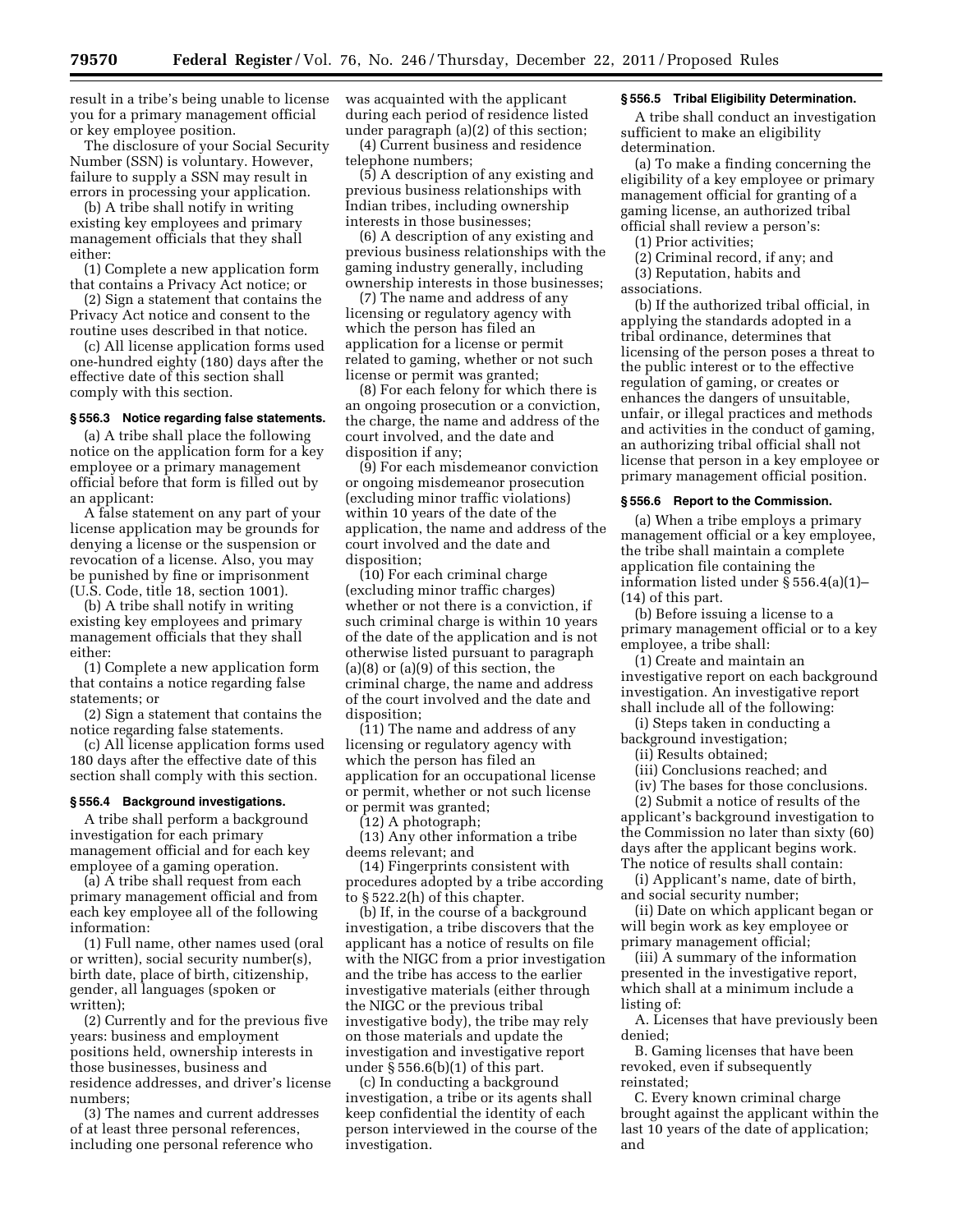result in a tribe's being unable to license you for a primary management official or key employee position.

The disclosure of your Social Security Number (SSN) is voluntary. However, failure to supply a SSN may result in errors in processing your application.

(b) A tribe shall notify in writing existing key employees and primary management officials that they shall either:

(1) Complete a new application form that contains a Privacy Act notice; or

(2) Sign a statement that contains the Privacy Act notice and consent to the routine uses described in that notice.

(c) All license application forms used one-hundred eighty (180) days after the effective date of this section shall comply with this section.

### § 556.3 Notice regarding false statements.

(a) A tribe shall place the following notice on the application form for a key employee or a primary management official before that form is filled out by an applicant:

A false statement on any part of your license application may be grounds for denying a license or the suspension or revocation of a license. Also, you may be punished by fine or imprisonment (U.S. Code, title 18, section 1001).

(b) A tribe shall notify in writing existing key employees and primary management officials that they shall either:

(1) Complete a new application form that contains a notice regarding false statements; or

(2) Sign a statement that contains the notice regarding false statements.

(c) All license application forms used 180 days after the effective date of this section shall comply with this section.

### § 556.4 Background investigations.

A tribe shall perform a background investigation for each primary management official and for each key employee of a gaming operation.

(a) A tribe shall request from each primary management official and from each key employee all of the following information:

(1) Full name, other names used (oral or written), social security number(s), birth date, place of birth, citizenship, gender, all languages (spoken or written);

(2) Currently and for the previous five years: business and employment positions held, ownership interests in those businesses, business and residence addresses, and driver's license numbers;

(3) The names and current addresses of at least three personal references, including one personal reference who was acquainted with the applicant during each period of residence listed under paragraph (a)(2) of this section;

(4) Current business and residence telephone numbers;

(5) A description of any existing and previous business relationships with Indian tribes, including ownership interests in those businesses;

(6) A description of any existing and previous business relationships with the gaming industry generally, including ownership interests in those businesses;

(7) The name and address of any licensing or regulatory agency with which the person has filed an application for a license or permit related to gaming, whether or not such license or permit was granted;

(8) For each felony for which there is an ongoing prosecution or a conviction, the charge, the name and address of the court involved, and the date and disposition if any;

(9) For each misdemeanor conviction or ongoing misdemeanor prosecution (excluding minor traffic violations) within 10 years of the date of the application, the name and address of the court involved and the date and disposition;

(10) For each criminal charge (excluding minor traffic charges) whether or not there is a conviction, if such criminal charge is within 10 years of the date of the application and is not otherwise listed pursuant to paragraph (a)(8) or (a)(9) of this section, the criminal charge, the name and address of the court involved and the date and disposition;

(11) The name and address of any licensing or regulatory agency with which the person has filed an application for an occupational license or permit, whether or not such license or permit was granted;

(12) A photograph;

(13) Any other information a tribe deems relevant; and

(14) Fingerprints consistent with procedures adopted by a tribe according to § 522.2(h) of this chapter.

(b) If, in the course of a background investigation, a tribe discovers that the applicant has a notice of results on file with the NIGC from a prior investigation and the tribe has access to the earlier investigative materials (either through the NIGC or the previous tribal investigative body), the tribe may rely on those materials and update the investigation and investigative report under § 556.6(b)(1) of this part.

(c) In conducting a background investigation, a tribe or its agents shall keep confidential the identity of each person interviewed in the course of the investigation.

### § 556.5 Tribal Eligibility Determination.

A tribe shall conduct an investigation sufficient to make an eligibility determination.

(a) To make a finding concerning the eligibility of a key employee or primary management official for granting of a gaming license, an authorized tribal official shall review a person's:

(1) Prior activities;

(2) Criminal record, if any; and

(3) Reputation, habits and associations.

(b) If the authorized tribal official, in applying the standards adopted in a tribal ordinance, determines that licensing of the person poses a threat to the public interest or to the effective regulation of gaming, or creates or enhances the dangers of unsuitable, unfair, or illegal practices and methods and activities in the conduct of gaming, an authorizing tribal official shall not license that person in a key employee or primary management official position.

### § 556.6 Report to the Commission.

(a) When a tribe employs a primary management official or a key employee, the tribe shall maintain a complete application file containing the information listed under § 556.4(a)(1)–(14) of this part.

(b) Before issuing a license to a primary management official or to a key employee, a tribe shall:

(1) Create and maintain an investigative report on each background investigation. An investigative report shall include all of the following:

(i) Steps taken in conducting a background investigation;

(ii) Results obtained;

(iii) Conclusions reached; and

(iv) The bases for those conclusions.

(2) Submit a notice of results of the applicant's background investigation to the Commission no later than sixty (60) days after the applicant begins work. The notice of results shall contain:

(i) Applicant's name, date of birth, and social security number;

(ii) Date on which applicant began or will begin work as key employee or primary management official;

(iii) A summary of the information presented in the investigative report, which shall at a minimum include a listing of:

A. Licenses that have previously been denied;

B. Gaming licenses that have been revoked, even if subsequently reinstated;

C. Every known criminal charge brought against the applicant within the last 10 years of the date of application; and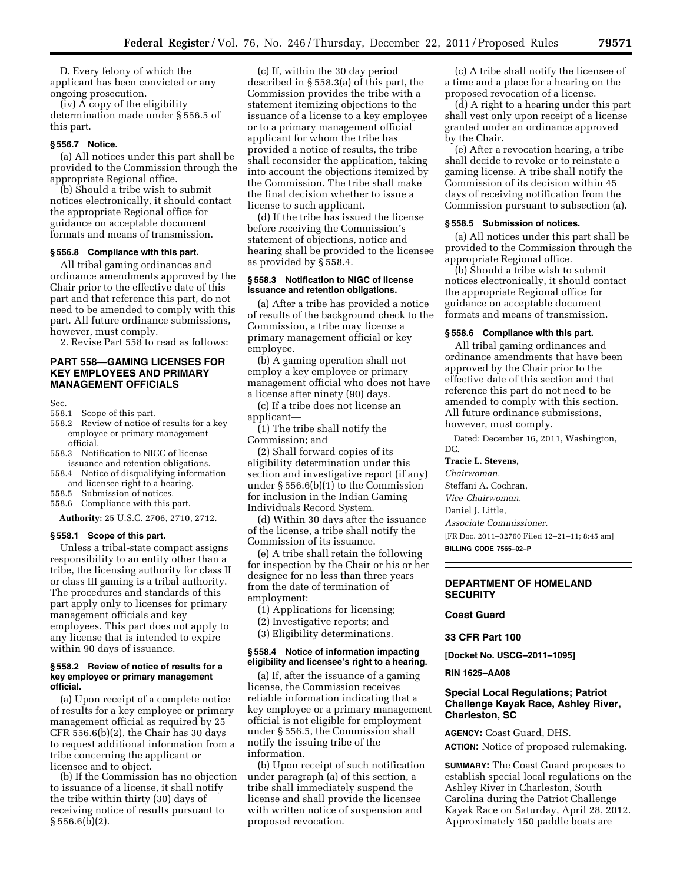D. Every felony of which the applicant has been convicted or any ongoing prosecution.

(iv) A copy of the eligibility determination made under § 556.5 of this part.

### § 556.7 Notice.

(a) All notices under this part shall be provided to the Commission through the appropriate Regional office.

(b) Should a tribe wish to submit notices electronically, it should contact the appropriate Regional office for guidance on acceptable document formats and means of transmission.

### § 556.8 Compliance with this part.

All tribal gaming ordinances and ordinance amendments approved by the Chair prior to the effective date of this part and that reference this part, do not need to be amended to comply with this part. All future ordinance submissions, however, must comply.

2. Revise Part 558 to read as follows:

## PART 558—GAMING LICENSES FOR KEY EMPLOYEES AND PRIMARY MANAGEMENT OFFICIALS

Sec.

558.1 Scope of this part.

558.2 Review of notice of results for a key employee or primary management official.

558.3 Notification to NIGC of license issuance and retention obligations.

558.4 Notice of disqualifying information and licensee right to a hearing.

558.5 Submission of notices.

558.6 Compliance with this part.

**Authority:** 25 U.S.C. 2706, 2710, 2712.

### § 558.1 Scope of this part.

Unless a tribal-state compact assigns responsibility to an entity other than a tribe, the licensing authority for class II or class III gaming is a tribal authority. The procedures and standards of this part apply only to licenses for primary management officials and key employees. This part does not apply to any license that is intended to expire within 90 days of issuance.

### § 558.2 Review of notice of results for a key employee or primary management official.

(a) Upon receipt of a complete notice of results for a key employee or primary management official as required by 25 CFR 556.6(b)(2), the Chair has 30 days to request additional information from a tribe concerning the applicant or licensee and to object.

(b) If the Commission has no objection to issuance of a license, it shall notify the tribe within thirty (30) days of receiving notice of results pursuant to § 556.6(b)(2).

(c) If, within the 30 day period described in § 558.3(a) of this part, the Commission provides the tribe with a statement itemizing objections to the issuance of a license to a key employee or to a primary management official applicant for whom the tribe has provided a notice of results, the tribe shall reconsider the application, taking into account the objections itemized by the Commission. The tribe shall make the final decision whether to issue a license to such applicant.

(d) If the tribe has issued the license before receiving the Commission's statement of objections, notice and hearing shall be provided to the licensee as provided by § 558.4.

### § 558.3 Notification to NIGC of license issuance and retention obligations.

(a) After a tribe has provided a notice of results of the background check to the Commission, a tribe may license a primary management official or key employee.

(b) A gaming operation shall not employ a key employee or primary management official who does not have a license after ninety (90) days.

(c) If a tribe does not license an applicant—

(1) The tribe shall notify the Commission; and

(2) Shall forward copies of its eligibility determination under this section and investigative report (if any) under § 556.6(b)(1) to the Commission for inclusion in the Indian Gaming Individuals Record System.

(d) Within 30 days after the issuance of the license, a tribe shall notify the Commission of its issuance.

(e) A tribe shall retain the following for inspection by the Chair or his or her designee for no less than three years from the date of termination of employment:

(1) Applications for licensing;

(2) Investigative reports; and

(3) Eligibility determinations.

### § 558.4 Notice of information impacting eligibility and licensee's right to a hearing.

(a) If, after the issuance of a gaming license, the Commission receives reliable information indicating that a key employee or a primary management official is not eligible for employment under § 556.5, the Commission shall notify the issuing tribe of the information.

(b) Upon receipt of such notification under paragraph (a) of this section, a tribe shall immediately suspend the license and shall provide the licensee with written notice of suspension and proposed revocation.

(c) A tribe shall notify the licensee of a time and a place for a hearing on the proposed revocation of a license.

(d) A right to a hearing under this part shall vest only upon receipt of a license granted under an ordinance approved by the Chair.

(e) After a revocation hearing, a tribe shall decide to revoke or to reinstate a gaming license. A tribe shall notify the Commission of its decision within 45 days of receiving notification from the Commission pursuant to subsection (a).

### § 558.5 Submission of notices.

(a) All notices under this part shall be provided to the Commission through the appropriate Regional office.

(b) Should a tribe wish to submit notices electronically, it should contact the appropriate Regional office for guidance on acceptable document formats and means of transmission.

### § 558.6 Compliance with this part.

All tribal gaming ordinances and ordinance amendments that have been approved by the Chair prior to the effective date of this section and that reference this part do not need to be amended to comply with this section. All future ordinance submissions, however, must comply.

Dated: December 16, 2011, Washington, DC.

**Tracie L. Stevens,**

*Chairwoman.*

Steffani A. Cochran,

*Vice-Chairwoman.*

Daniel J. Little,

*Associate Commissioner.*

[FR Doc. 2011–32760 Filed 12–21–11; 8:45 am]

**BILLING CODE 7565–02–P**

---

## DEPARTMENT OF HOMELAND SECURITY

### Coast Guard

### 33 CFR Part 100

**[Docket No. USCG–2011–1095]**

**RIN 1625–AA08**

### Special Local Regulations; Patriot Challenge Kayak Race, Ashley River, Charleston, SC

**AGENCY:** Coast Guard, DHS.

**ACTION:** Notice of proposed rulemaking.

**SUMMARY:** The Coast Guard proposes to establish special local regulations on the Ashley River in Charleston, South Carolina during the Patriot Challenge Kayak Race on Saturday, April 28, 2012. Approximately 150 paddle boats are